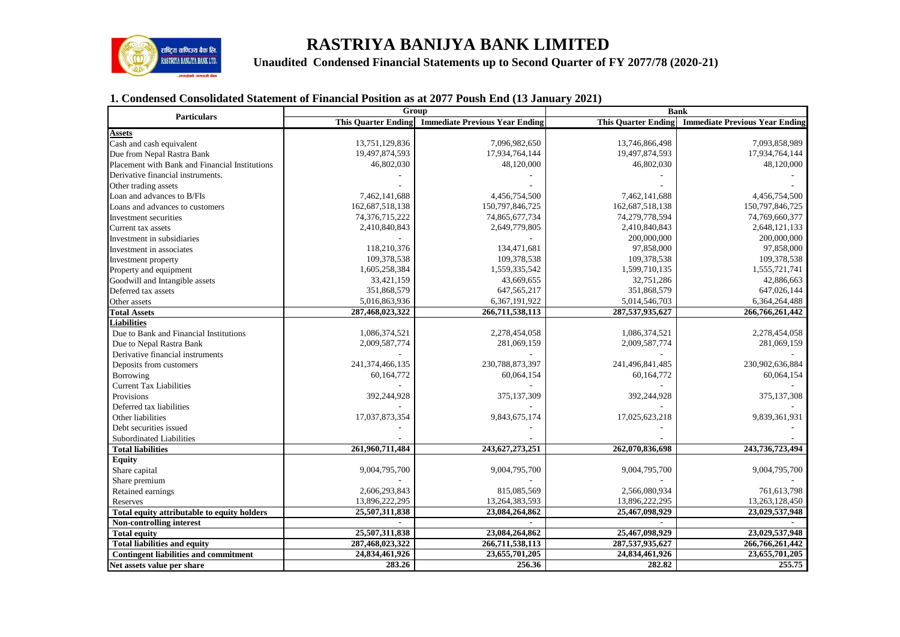# RASTRIYA BANIJYA BANK LIMITED

**Unaudited Condensed Financial Statements up to Second Quarter of FY 2077/78 (2020-21)**

## 1. Condensed Consolidated Statement of Financial Position as at 2077 Poush End (13 January 2021)

| Particulars | Group | | Bank | |
|---|---|---|---|---|
| | **This Quarter Ending** | **Immediate Previous Year Ending** | **This Quarter Ending** | **Immediate Previous Year Ending** |
| **Assets** | | | | |
| Cash and cash equivalent | 13,751,129,836 | 7,096,982,650 | 13,746,866,498 | 7,093,858,989 |
| Due from Nepal Rastra Bank | 19,497,874,593 | 17,934,764,144 | 19,497,874,593 | 17,934,764,144 |
| Placement with Bank and Financial Institutions | 46,802,030 | 48,120,000 | 46,802,030 | 48,120,000 |
| Derivative financial instruments. | - | - | - | - |
| Other trading assets | - | - | - | - |
| Loan and advances to B/FIs | 7,462,141,688 | 4,456,754,500 | 7,462,141,688 | 4,456,754,500 |
| Loans and advances to customers | 162,687,518,138 | 150,797,846,725 | 162,687,518,138 | 150,797,846,725 |
| Investment securities | 74,376,715,222 | 74,865,677,734 | 74,279,778,594 | 74,769,660,377 |
| Current tax assets | 2,410,840,843 | 2,649,779,805 | 2,410,840,843 | 2,648,121,133 |
| Investment in subsidiaries | - | - | 200,000,000 | 200,000,000 |
| Investment in associates | 118,210,376 | 134,471,681 | 97,858,000 | 97,858,000 |
| Investment property | 109,378,538 | 109,378,538 | 109,378,538 | 109,378,538 |
| Property and equipment | 1,605,258,384 | 1,559,335,542 | 1,599,710,135 | 1,555,721,741 |
| Goodwill and Intangible assets | 33,421,159 | 43,669,655 | 32,751,286 | 42,886,663 |
| Deferred tax assets | 351,868,579 | 647,565,217 | 351,868,579 | 647,026,144 |
| Other assets | 5,016,863,936 | 6,367,191,922 | 5,014,546,703 | 6,364,264,488 |
| **Total Assets** | **287,468,023,322** | **266,711,538,113** | **287,537,935,627** | **266,766,261,442** |
| **Liabilities** | | | | |
| Due to Bank and Financial Institutions | 1,086,374,521 | 2,278,454,058 | 1,086,374,521 | 2,278,454,058 |
| Due to Nepal Rastra Bank | 2,009,587,774 | 281,069,159 | 2,009,587,774 | 281,069,159 |
| Derivative financial instruments | - | - | - | - |
| Deposits from customers | 241,374,466,135 | 230,788,873,397 | 241,496,841,485 | 230,902,636,884 |
| Borrowing | 60,164,772 | 60,064,154 | 60,164,772 | 60,064,154 |
| Current Tax Liabilities | - | - | - | - |
| Provisions | 392,244,928 | 375,137,309 | 392,244,928 | 375,137,308 |
| Deferred tax liabilities | - | - | - | - |
| Other liabilities | 17,037,873,354 | 9,843,675,174 | 17,025,623,218 | 9,839,361,931 |
| Debt securities issued | - | - | - | - |
| Subordinated Liabilities | - | - | - | - |
| **Total liabilities** | **261,960,711,484** | **243,627,273,251** | **262,070,836,698** | **243,736,723,494** |
| **Equity** | | | | |
| Share capital | 9,004,795,700 | 9,004,795,700 | 9,004,795,700 | 9,004,795,700 |
| Share premium | - | - | - | - |
| Retained earnings | 2,606,293,843 | 815,085,569 | 2,566,080,934 | 761,613,798 |
| Reserves | 13,896,222,295 | 13,264,383,593 | 13,896,222,295 | 13,263,128,450 |
| **Total equity attributable to equity holders** | **25,507,311,838** | **23,084,264,862** | **25,467,098,929** | **23,029,537,948** |
| **Non-controlling interest** | - | - | - | - |
| **Total equity** | **25,507,311,838** | **23,084,264,862** | **25,467,098,929** | **23,029,537,948** |
| **Total liabilities and equity** | **287,468,023,322** | **266,711,538,113** | **287,537,935,627** | **266,766,261,442** |
| **Contingent liabilities and commitment** | **24,834,461,926** | **23,655,701,205** | **24,834,461,926** | **23,655,701,205** |
| **Net assets value per share** | **283.26** | **256.36** | **282.82** | **255.75** |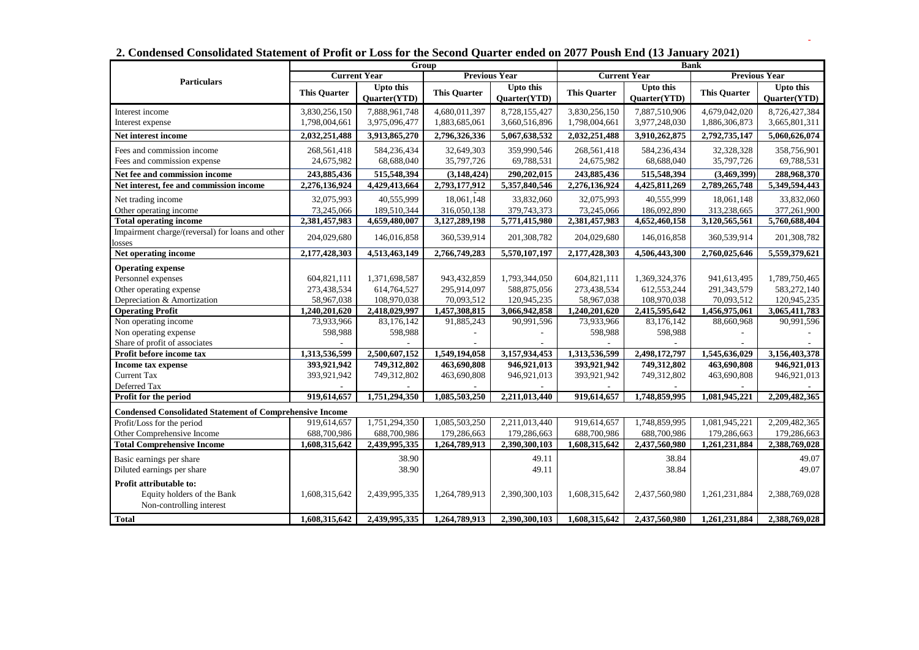## 2. Condensed Consolidated Statement of Profit or Loss for the Second Quarter ended on 2077 Poush End (13 January 2021)

| Particulars | Group | | | | Bank | | | |
|---|---|---|---|---|---|---|---|---|
| | Current Year | | Previous Year | | Current Year | | Previous Year | |
| | This Quarter | Upto this Quarter(YTD) | This Quarter | Upto this Quarter(YTD) | This Quarter | Upto this Quarter(YTD) | This Quarter | Upto this Quarter(YTD) |
| Interest income | 3,830,256,150 | 7,888,961,748 | 4,680,011,397 | 8,728,155,427 | 3,830,256,150 | 7,887,510,906 | 4,679,042,020 | 8,726,427,384 |
| Interest expense | 1,798,004,661 | 3,975,096,477 | 1,883,685,061 | 3,660,516,896 | 1,798,004,661 | 3,977,248,030 | 1,886,306,873 | 3,665,801,311 |
| **Net interest income** | **2,032,251,488** | **3,913,865,270** | **2,796,326,336** | **5,067,638,532** | **2,032,251,488** | **3,910,262,875** | **2,792,735,147** | **5,060,626,074** |
| Fees and commission income | 268,561,418 | 584,236,434 | 32,649,303 | 359,990,546 | 268,561,418 | 584,236,434 | 32,328,328 | 358,756,901 |
| Fees and commission expense | 24,675,982 | 68,688,040 | 35,797,726 | 69,788,531 | 24,675,982 | 68,688,040 | 35,797,726 | 69,788,531 |
| **Net fee and commission income** | **243,885,436** | **515,548,394** | **(3,148,424)** | **290,202,015** | **243,885,436** | **515,548,394** | **(3,469,399)** | **288,968,370** |
| **Net interest, fee and commission income** | **2,276,136,924** | **4,429,413,664** | **2,793,177,912** | **5,357,840,546** | **2,276,136,924** | **4,425,811,269** | **2,789,265,748** | **5,349,594,443** |
| Net trading income | 32,075,993 | 40,555,999 | 18,061,148 | 33,832,060 | 32,075,993 | 40,555,999 | 18,061,148 | 33,832,060 |
| Other operating income | 73,245,066 | 189,510,344 | 316,050,138 | 379,743,373 | 73,245,066 | 186,092,890 | 313,238,665 | 377,261,900 |
| **Total operating income** | **2,381,457,983** | **4,659,480,007** | **3,127,289,198** | **5,771,415,980** | **2,381,457,983** | **4,652,460,158** | **3,120,565,561** | **5,760,688,404** |
| Impairment charge/(reversal) for loans and other losses | 204,029,680 | 146,016,858 | 360,539,914 | 201,308,782 | 204,029,680 | 146,016,858 | 360,539,914 | 201,308,782 |
| **Net operating income** | **2,177,428,303** | **4,513,463,149** | **2,766,749,283** | **5,570,107,197** | **2,177,428,303** | **4,506,443,300** | **2,760,025,646** | **5,559,379,621** |
| **Operating expense** | | | | | | | | |
| Personnel expenses | 604,821,111 | 1,371,698,587 | 943,432,859 | 1,793,344,050 | 604,821,111 | 1,369,324,376 | 941,613,495 | 1,789,750,465 |
| Other operating expense | 273,438,534 | 614,764,527 | 295,914,097 | 588,875,056 | 273,438,534 | 612,553,244 | 291,343,579 | 583,272,140 |
| Depreciation & Amortization | 58,967,038 | 108,970,038 | 70,093,512 | 120,945,235 | 58,967,038 | 108,970,038 | 70,093,512 | 120,945,235 |
| **Operating Profit** | **1,240,201,620** | **2,418,029,997** | **1,457,308,815** | **3,066,942,858** | **1,240,201,620** | **2,415,595,642** | **1,456,975,061** | **3,065,411,783** |
| Non operating income | 73,933,966 | 83,176,142 | 91,885,243 | 90,991,596 | 73,933,966 | 83,176,142 | 88,660,968 | 90,991,596 |
| Non operating expense | 598,988 | 598,988 | - | - | 598,988 | 598,988 | - | - |
| Share of profit of associates | - | - | - | - | - | - | - | - |
| **Profit before income tax** | **1,313,536,599** | **2,500,607,152** | **1,549,194,058** | **3,157,934,453** | **1,313,536,599** | **2,498,172,797** | **1,545,636,029** | **3,156,403,378** |
| **Income tax expense** | **393,921,942** | **749,312,802** | **463,690,808** | **946,921,013** | **393,921,942** | **749,312,802** | **463,690,808** | **946,921,013** |
| Current Tax | 393,921,942 | 749,312,802 | 463,690,808 | 946,921,013 | 393,921,942 | 749,312,802 | 463,690,808 | 946,921,013 |
| Deferred Tax | - | - | - | - | - | - | - | - |
| **Profit for the period** | **919,614,657** | **1,751,294,350** | **1,085,503,250** | **2,211,013,440** | **919,614,657** | **1,748,859,995** | **1,081,945,221** | **2,209,482,365** |
| **Condensed Consolidated Statement of Comprehensive Income** | | | | | | | | |
| Profit/Loss for the period | 919,614,657 | 1,751,294,350 | 1,085,503,250 | 2,211,013,440 | 919,614,657 | 1,748,859,995 | 1,081,945,221 | 2,209,482,365 |
| Other Comprehensive Income | 688,700,986 | 688,700,986 | 179,286,663 | 179,286,663 | 688,700,986 | 688,700,986 | 179,286,663 | 179,286,663 |
| **Total Comprehensive Income** | **1,608,315,642** | **2,439,995,335** | **1,264,789,913** | **2,390,300,103** | **1,608,315,642** | **2,437,560,980** | **1,261,231,884** | **2,388,769,028** |
| Basic earnings per share | | 38.90 | | 49.11 | | 38.84 | | 49.07 |
| Diluted earnings per share | | 38.90 | | 49.11 | | 38.84 | | 49.07 |
| **Profit attributable to:** | | | | | | | | |
| Equity holders of the Bank | 1,608,315,642 | 2,439,995,335 | 1,264,789,913 | 2,390,300,103 | 1,608,315,642 | 2,437,560,980 | 1,261,231,884 | 2,388,769,028 |
| Non-controlling interest | | | | | | | | |
| **Total** | **1,608,315,642** | **2,439,995,335** | **1,264,789,913** | **2,390,300,103** | **1,608,315,642** | **2,437,560,980** | **1,261,231,884** | **2,388,769,028** |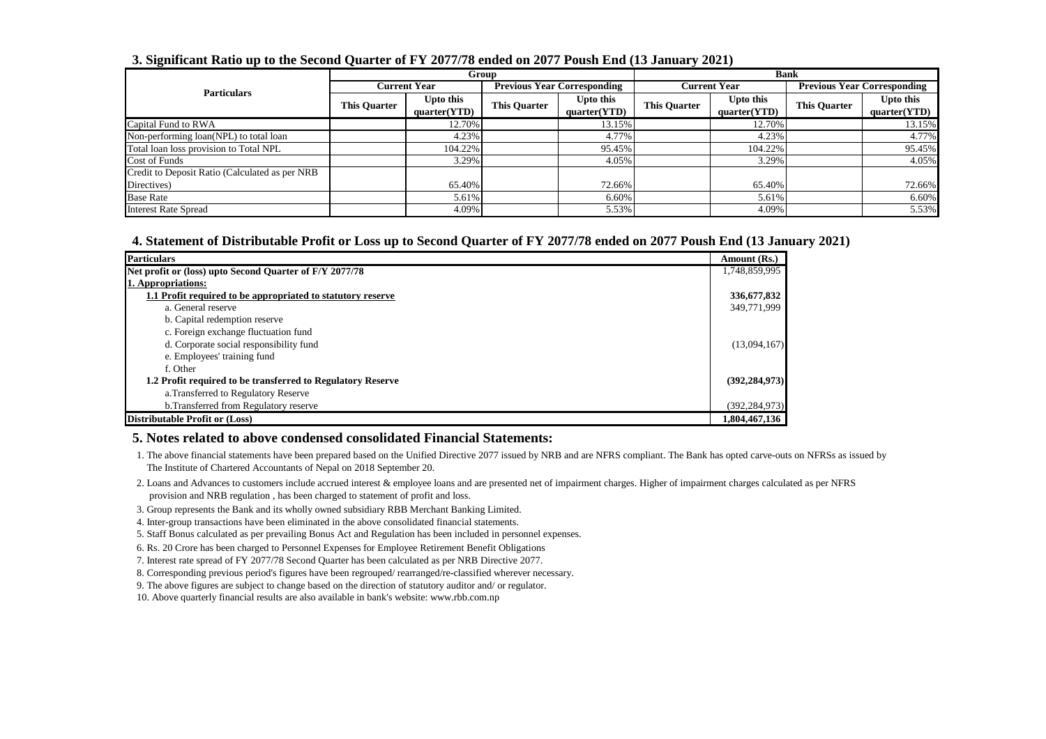### 3. Significant Ratio up to the Second Quarter of FY 2077/78 ended on 2077 Poush End (13 January 2021)

| Particulars | Group | | | | Bank | | | |
|---|---|---|---|---|---|---|---|---|
| | Current Year | | Previous Year Corresponding | | Current Year | | Previous Year Corresponding | |
| | This Quarter | Upto this quarter(YTD) | This Quarter | Upto this quarter(YTD) | This Quarter | Upto this quarter(YTD) | This Quarter | Upto this quarter(YTD) |
| Capital Fund to RWA | | 12.70% | | 13.15% | | 12.70% | | 13.15% |
| Non-performing loan(NPL) to total loan | | 4.23% | | 4.77% | | 4.23% | | 4.77% |
| Total loan loss provision to Total NPL | | 104.22% | | 95.45% | | 104.22% | | 95.45% |
| Cost of Funds | | 3.29% | | 4.05% | | 3.29% | | 4.05% |
| Credit to Deposit Ratio (Calculated as per NRB Directives) | | 65.40% | | 72.66% | | 65.40% | | 72.66% |
| Base Rate | | 5.61% | | 6.60% | | 5.61% | | 6.60% |
| Interest Rate Spread | | 4.09% | | 5.53% | | 4.09% | | 5.53% |

### 4. Statement of Distributable Profit or Loss up to Second Quarter of FY 2077/78 ended on 2077 Poush End (13 January 2021)

| Particulars | Amount (Rs.) |
|---|---|
| **Net profit or (loss) upto Second Quarter of F/Y 2077/78** | 1,748,859,995 |
| **1. Appropriations:** | |
| **1.1 Profit required to be appropriated to statutory reserve** | **336,677,832** |
| a. General reserve | 349,771,999 |
| b. Capital redemption reserve | |
| c. Foreign exchange fluctuation fund | |
| d. Corporate social responsibility fund | (13,094,167) |
| e. Employees' training fund | |
| f. Other | |
| **1.2 Profit required to be transferred to Regulatory Reserve** | **(392,284,973)** |
| a.Transferred to Regulatory Reserve | |
| b.Transferred from Regulatory reserve | (392,284,973) |
| **Distributable Profit or (Loss)** | **1,804,467,136** |

### 5. Notes related to above condensed consolidated Financial Statements:

1. The above financial statements have been prepared based on the Unified Directive 2077 issued by NRB and are NFRS compliant. The Bank has opted carve-outs on NFRSs as issued by The Institute of Chartered Accountants of Nepal on 2018 September 20.
2. Loans and Advances to customers include accrued interest & employee loans and are presented net of impairment charges. Higher of impairment charges calculated as per NFRS provision and NRB regulation , has been charged to statement of profit and loss.
3. Group represents the Bank and its wholly owned subsidiary RBB Merchant Banking Limited.
4. Inter-group transactions have been eliminated in the above consolidated financial statements.
5. Staff Bonus calculated as per prevailing Bonus Act and Regulation has been included in personnel expenses.
6. Rs. 20 Crore has been charged to Personnel Expenses for Employee Retirement Benefit Obligations
7. Interest rate spread of FY 2077/78 Second Quarter has been calculated as per NRB Directive 2077.
8. Corresponding previous period's figures have been regrouped/ rearranged/re-classified wherever necessary.
9. The above figures are subject to change based on the direction of statutory auditor and/ or regulator.
10. Above quarterly financial results are also available in bank's website: www.rbb.com.np